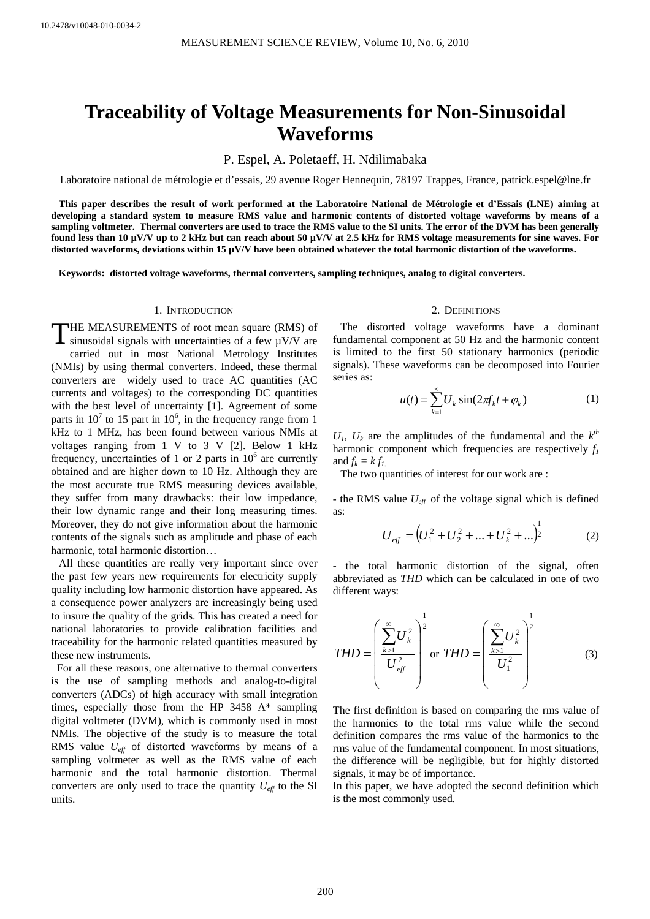10.2478/v10048-010-0034-2

# Traceability of Voltage Measurements for Non-Sinusoidal Waveforms

P. Espel, A. Poletaeff, H. Ndilimabaka

Laboratoire national de métrologie et d'essais, 29 avenue Roger Hennequin, 78197 Trappes, France, patrick.espel@lne.fr

**This paper describes the result of work performed at the Laboratoire National de Métrologie et d'Essais (LNE) aiming at developing a standard system to measure RMS value and harmonic contents of distorted voltage waveforms by means of a sampling voltmeter. Thermal converters are used to trace the RMS value to the SI units. The error of the DVM has been generally found less than 10 µV/V up to 2 kHz but can reach about 50 µV/V at 2.5 kHz for RMS voltage measurements for sine waves. For distorted waveforms, deviations within 15 µV/V have been obtained whatever the total harmonic distortion of the waveforms.**

**Keywords: distorted voltage waveforms, thermal converters, sampling techniques, analog to digital converters.**

## 1. Introduction

THE MEASUREMENTS of root mean square (RMS) of sinusoidal signals with uncertainties of a few µV/V are carried out in most National Metrology Institutes (NMIs) by using thermal converters. Indeed, these thermal converters are widely used to trace AC quantities (AC currents and voltages) to the corresponding DC quantities with the best level of uncertainty [1]. Agreement of some parts in $10^7$ to 15 part in $10^6$, in the frequency range from 1 kHz to 1 MHz, has been found between various NMIs at voltages ranging from 1 V to 3 V [2]. Below 1 kHz frequency, uncertainties of 1 or 2 parts in $10^6$ are currently obtained and are higher down to 10 Hz. Although they are the most accurate true RMS measuring devices available, they suffer from many drawbacks: their low impedance, their low dynamic range and their long measuring times. Moreover, they do not give information about the harmonic contents of the signals such as amplitude and phase of each harmonic, total harmonic distortion…

All these quantities are really very important since over the past few years new requirements for electricity supply quality including low harmonic distortion have appeared. As a consequence power analyzers are increasingly being used to insure the quality of the grids. This has created a need for national laboratories to provide calibration facilities and traceability for the harmonic related quantities measured by these new instruments.

For all these reasons, one alternative to thermal converters is the use of sampling methods and analog-to-digital converters (ADCs) of high accuracy with small integration times, especially those from the HP 3458 A* sampling digital voltmeter (DVM), which is commonly used in most NMIs. The objective of the study is to measure the total RMS value $U_{eff}$ of distorted waveforms by means of a sampling voltmeter as well as the RMS value of each harmonic and the total harmonic distortion. Thermal converters are only used to trace the quantity $U_{eff}$ to the SI units.

## 2. Definitions

The distorted voltage waveforms have a dominant fundamental component at 50 Hz and the harmonic content is limited to the first 50 stationary harmonics (periodic signals). These waveforms can be decomposed into Fourier series as:

$$u(t) = \sum_{k=1}^{\infty} U_k \sin(2\pi f_k t + \varphi_k) \tag{1}$$

$U_1$, $U_k$ are the amplitudes of the fundamental and the $k^{th}$ harmonic component which frequencies are respectively $f_1$ and $f_k = k\, f_1$.

The two quantities of interest for our work are :

- the RMS value $U_{eff}$ of the voltage signal which is defined as:

$$U_{eff} = \left(U_1^2 + U_2^2 + ... + U_k^2 + ...\right)^{\frac{1}{2}} \tag{2}$$

- the total harmonic distortion of the signal, often abbreviated as *THD* which can be calculated in one of two different ways:

$$THD = \left(\frac{\sum_{k>1}^{\infty} U_k^2}{U_{eff}^2}\right)^{\frac{1}{2}} \text{ or } THD = \left(\frac{\sum_{k>1}^{\infty} U_k^2}{U_1^2}\right)^{\frac{1}{2}} \tag{3}$$

The first definition is based on comparing the rms value of the harmonics to the total rms value while the second definition compares the rms value of the harmonics to the rms value of the fundamental component. In most situations, the difference will be negligible, but for highly distorted signals, it may be of importance.

In this paper, we have adopted the second definition which is the most commonly used.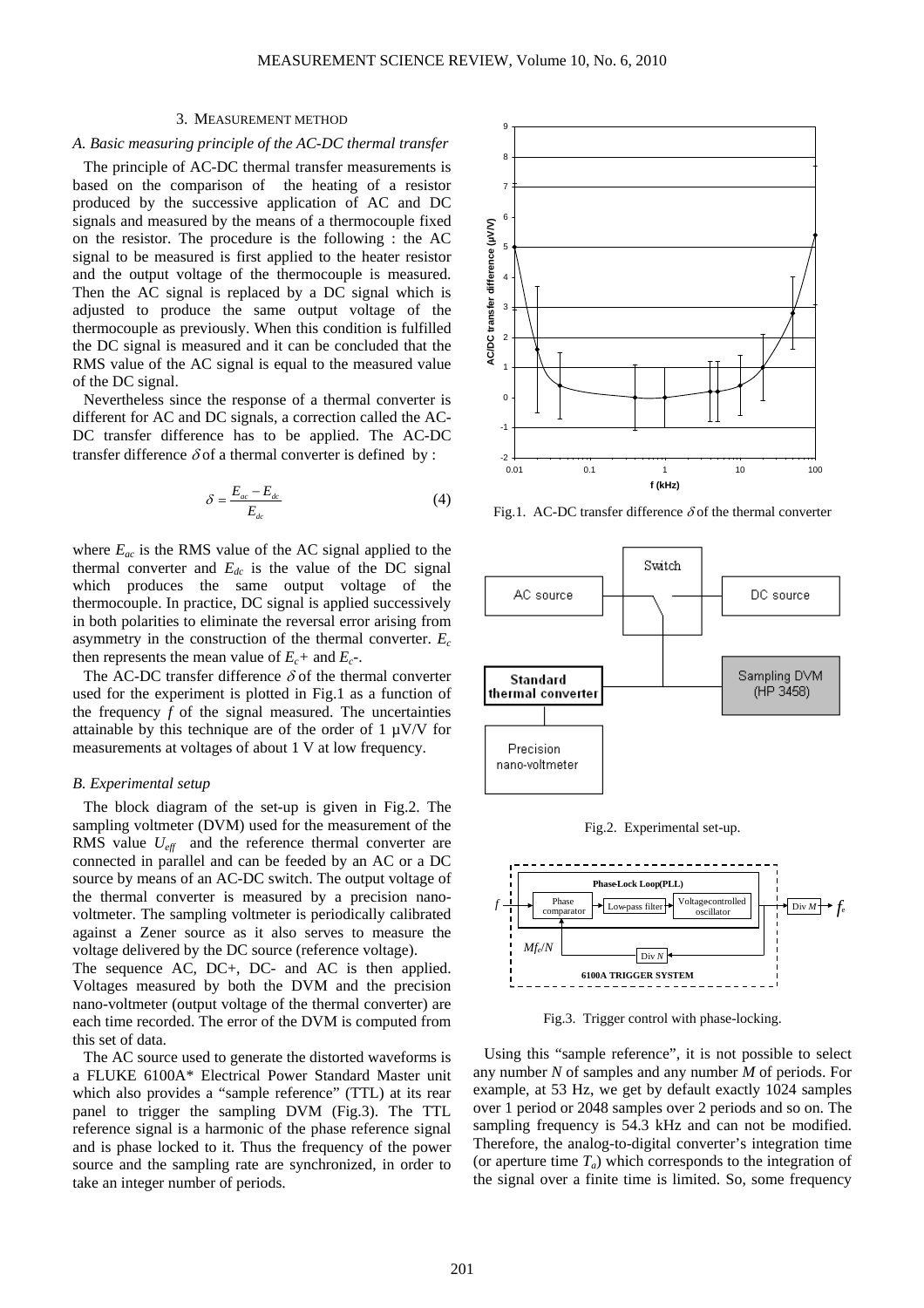## 3. Measurement method

### *A. Basic measuring principle of the AC-DC thermal transfer*

The principle of AC-DC thermal transfer measurements is based on the comparison of the heating of a resistor produced by the successive application of AC and DC signals and measured by the means of a thermocouple fixed on the resistor. The procedure is the following : the AC signal to be measured is first applied to the heater resistor and the output voltage of the thermocouple is measured. Then the AC signal is replaced by a DC signal which is adjusted to produce the same output voltage of the thermocouple as previously. When this condition is fulfilled the DC signal is measured and it can be concluded that the RMS value of the AC signal is equal to the measured value of the DC signal.

Nevertheless since the response of a thermal converter is different for AC and DC signals, a correction called the AC-DC transfer difference has to be applied. The AC-DC transfer difference $\delta$ of a thermal converter is defined by :

$$\delta = \frac{E_{ac} - E_{dc}}{E_{dc}} \tag{4}$$

where $E_{ac}$ is the RMS value of the AC signal applied to the thermal converter and $E_{dc}$ is the value of the DC signal which produces the same output voltage of the thermocouple. In practice, DC signal is applied successively in both polarities to eliminate the reversal error arising from asymmetry in the construction of the thermal converter. $E_c$ then represents the mean value of $E_c+$ and $E_c-$.

The AC-DC transfer difference $\delta$ of the thermal converter used for the experiment is plotted in Fig.1 as a function of the frequency $f$ of the signal measured. The uncertainties attainable by this technique are of the order of 1 µV/V for measurements at voltages of about 1 V at low frequency.

Fig.1. AC-DC transfer difference $\delta$ of the thermal converter

### *B. Experimental setup*

The block diagram of the set-up is given in Fig.2. The sampling voltmeter (DVM) used for the measurement of the RMS value $U_{eff}$ and the reference thermal converter are connected in parallel and can be feeded by an AC or a DC source by means of an AC-DC switch. The output voltage of the thermal converter is measured by a precision nano-voltmeter. The sampling voltmeter is periodically calibrated against a Zener source as it also serves to measure the voltage delivered by the DC source (reference voltage).

The sequence AC, DC+, DC- and AC is then applied. Voltages measured by both the DVM and the precision nano-voltmeter (output voltage of the thermal converter) are each time recorded. The error of the DVM is computed from this set of data.

The AC source used to generate the distorted waveforms is a FLUKE 6100A* Electrical Power Standard Master unit which also provides a "sample reference" (TTL) at its rear panel to trigger the sampling DVM (Fig.3). The TTL reference signal is a harmonic of the phase reference signal and is phase locked to it. Thus the frequency of the power source and the sampling rate are synchronized, in order to take an integer number of periods.

Fig.2. Experimental set-up.

Fig.3. Trigger control with phase-locking.

Using this "sample reference", it is not possible to select any number $N$ of samples and any number $M$ of periods. For example, at 53 Hz, we get by default exactly 1024 samples over 1 period or 2048 samples over 2 periods and so on. The sampling frequency is 54.3 kHz and can not be modified. Therefore, the analog-to-digital converter's integration time (or aperture time $T_a$) which corresponds to the integration of the signal over a finite time is limited. So, some frequency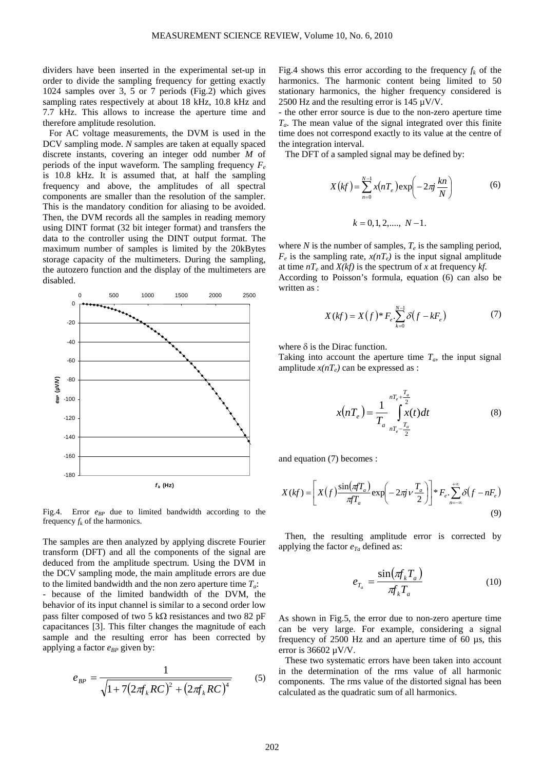dividers have been inserted in the experimental set-up in order to divide the sampling frequency for getting exactly 1024 samples over 3, 5 or 7 periods (Fig.2) which gives sampling rates respectively at about 18 kHz, 10.8 kHz and 7.7 kHz. This allows to increase the aperture time and therefore amplitude resolution.

For AC voltage measurements, the DVM is used in the DCV sampling mode. $N$ samples are taken at equally spaced discrete instants, covering an integer odd number $M$ of periods of the input waveform. The sampling frequency $F_e$ is 10.8 kHz. It is assumed that, at half the sampling frequency and above, the amplitudes of all spectral components are smaller than the resolution of the sampler. This is the mandatory condition for aliasing to be avoided. Then, the DVM records all the samples in reading memory using DINT format (32 bit integer format) and transfers the data to the controller using the DINT output format. The maximum number of samples is limited by the 20kBytes storage capacity of the multimeters. During the sampling, the autozero function and the display of the multimeters are disabled.

Fig.4. Error $e_{BP}$ due to limited bandwidth according to the frequency $f_k$ of the harmonics.

The samples are then analyzed by applying discrete Fourier transform (DFT) and all the components of the signal are deduced from the amplitude spectrum. Using the DVM in the DCV sampling mode, the main amplitude errors are due to the limited bandwidth and the non zero aperture time $T_a$:

- because of the limited bandwidth of the DVM, the behavior of its input channel is similar to a second order low pass filter composed of two 5 kΩ resistances and two 82 pF capacitances [3]. This filter changes the magnitude of each sample and the resulting error has been corrected by applying a factor $e_{BP}$ given by:

$$e_{BP} = \frac{1}{\sqrt{1 + 7\left(2\pi f_k RC\right)^2 + \left(2\pi f_k RC\right)^4}} \tag{5}$$

Fig.4 shows this error according to the frequency $f_k$ of the harmonics. The harmonic content being limited to 50 stationary harmonics, the higher frequency considered is 2500 Hz and the resulting error is 145 µV/V.

- the other error source is due to the non-zero aperture time $T_a$. The mean value of the signal integrated over this finite time does not correspond exactly to its value at the centre of the integration interval.

The DFT of a sampled signal may be defined by:

$$X(kf) = \sum_{n=0}^{N-1} x(nT_e)\exp\left(-2\pi j\frac{kn}{N}\right) \tag{6}$$

$$k = 0, 1, 2, ...., \ N-1.$$

where $N$ is the number of samples, $T_e$ is the sampling period, $F_e$ is the sampling rate, $x(nT_e)$ is the input signal amplitude at time $nT_e$ and $X(kf)$ is the spectrum of $x$ at frequency $kf$.

According to Poisson's formula, equation (6) can also be written as :

$$X(kf) = X(f) * F_e . \sum_{k=0}^{N-1} \delta(f - kF_e) \tag{7}$$

where δ is the Dirac function.

Taking into account the aperture time $T_a$, the input signal amplitude $x(nT_e)$ can be expressed as :

$$x(nT_e) = \frac{1}{T_a}\int_{nT_e - \frac{T_a}{2}}^{nT_e + \frac{T_a}{2}} x(t)dt \tag{8}$$

and equation (7) becomes :

$$X(kf) = \left[X(f)\frac{\sin(\pi f T_a)}{\pi f T_a}\exp\left(-2\pi j\nu\frac{T_a}{2}\right)\right] * F_e . \sum_{n=-\infty}^{+\infty} \delta(f - nF_e) \tag{9}$$

Then, the resulting amplitude error is corrected by applying the factor $e_{Ta}$ defined as:

$$e_{T_a} = \frac{\sin(\pi f_k T_a)}{\pi f_k T_a} \tag{10}$$

As shown in Fig.5, the error due to non-zero aperture time can be very large. For example, considering a signal frequency of 2500 Hz and an aperture time of 60 µs, this error is 36602 µV/V.

These two systematic errors have been taken into account in the determination of the rms value of all harmonic components. The rms value of the distorted signal has been calculated as the quadratic sum of all harmonics.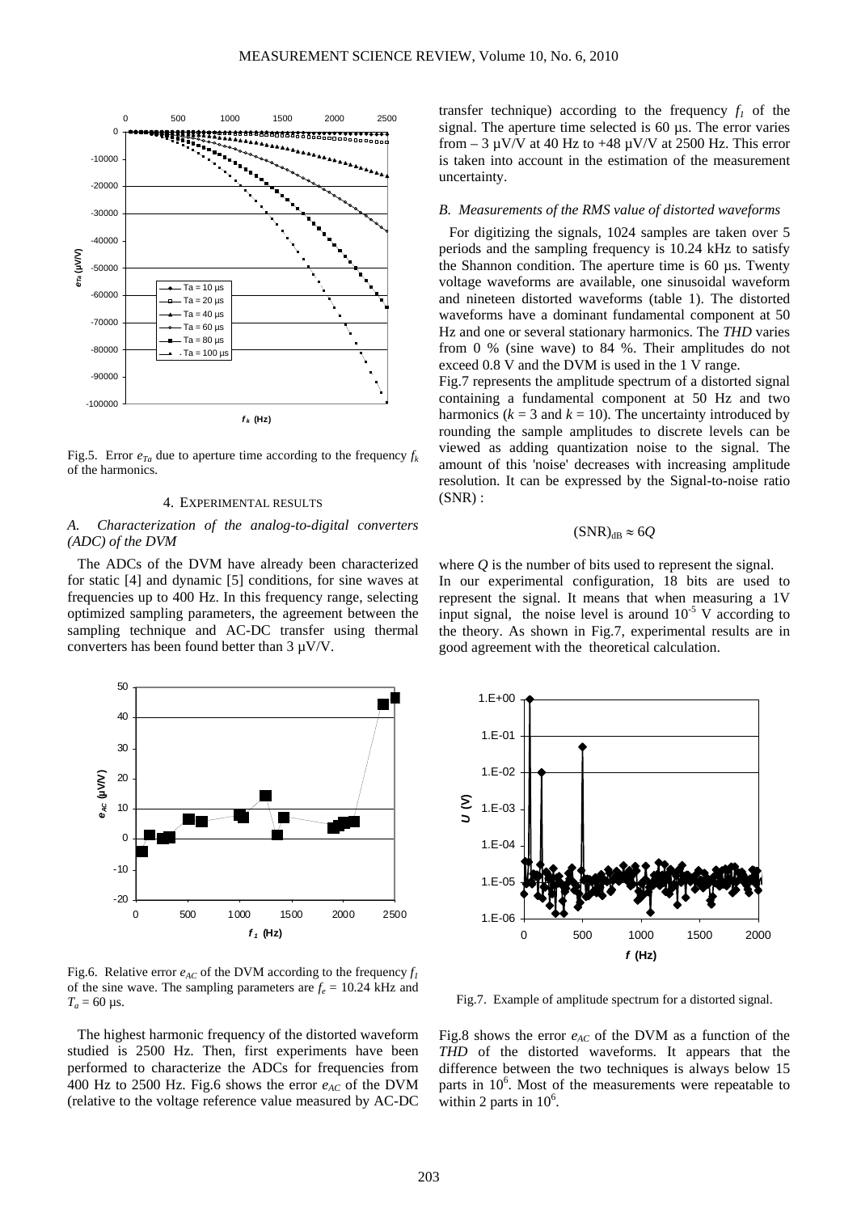Fig.5. Error $e_{Ta}$ due to aperture time according to the frequency $f_k$ of the harmonics.

## 4. EXPERIMENTAL RESULTS

### A. Characterization of the analog-to-digital converters (ADC) of the DVM

The ADCs of the DVM have already been characterized for static [4] and dynamic [5] conditions, for sine waves at frequencies up to 400 Hz. In this frequency range, selecting optimized sampling parameters, the agreement between the sampling technique and AC-DC transfer using thermal converters has been found better than 3 µV/V.

Fig.6. Relative error $e_{AC}$ of the DVM according to the frequency $f_1$ of the sine wave. The sampling parameters are $f_e$ = 10.24 kHz and $T_a$ = 60 µs.

The highest harmonic frequency of the distorted waveform studied is 2500 Hz. Then, first experiments have been performed to characterize the ADCs for frequencies from 400 Hz to 2500 Hz. Fig.6 shows the error $e_{AC}$ of the DVM (relative to the voltage reference value measured by AC-DC transfer technique) according to the frequency $f_1$ of the signal. The aperture time selected is 60 µs. The error varies from – 3 µV/V at 40 Hz to +48 µV/V at 2500 Hz. This error is taken into account in the estimation of the measurement uncertainty.

### B. Measurements of the RMS value of distorted waveforms

For digitizing the signals, 1024 samples are taken over 5 periods and the sampling frequency is 10.24 kHz to satisfy the Shannon condition. The aperture time is 60 µs. Twenty voltage waveforms are available, one sinusoidal waveform and nineteen distorted waveforms (table 1). The distorted waveforms have a dominant fundamental component at 50 Hz and one or several stationary harmonics. The *THD* varies from 0 % (sine wave) to 84 %. Their amplitudes do not exceed 0.8 V and the DVM is used in the 1 V range.

Fig.7 represents the amplitude spectrum of a distorted signal containing a fundamental component at 50 Hz and two harmonics ($k$ = 3 and $k$ = 10). The uncertainty introduced by rounding the sample amplitudes to discrete levels can be viewed as adding quantization noise to the signal. The amount of this 'noise' decreases with increasing amplitude resolution. It can be expressed by the Signal-to-noise ratio (SNR) :

$$(\mathrm{SNR})_{\mathrm{dB}} \approx 6Q$$

where $Q$ is the number of bits used to represent the signal.

In our experimental configuration, 18 bits are used to represent the signal. It means that when measuring a 1V input signal, the noise level is around $10^{-5}$ V according to the theory. As shown in Fig.7, experimental results are in good agreement with the theoretical calculation.

Fig.7. Example of amplitude spectrum for a distorted signal.

Fig.8 shows the error $e_{AC}$ of the DVM as a function of the *THD* of the distorted waveforms. It appears that the difference between the two techniques is always below 15 parts in $10^6$. Most of the measurements were repeatable to within 2 parts in $10^6$.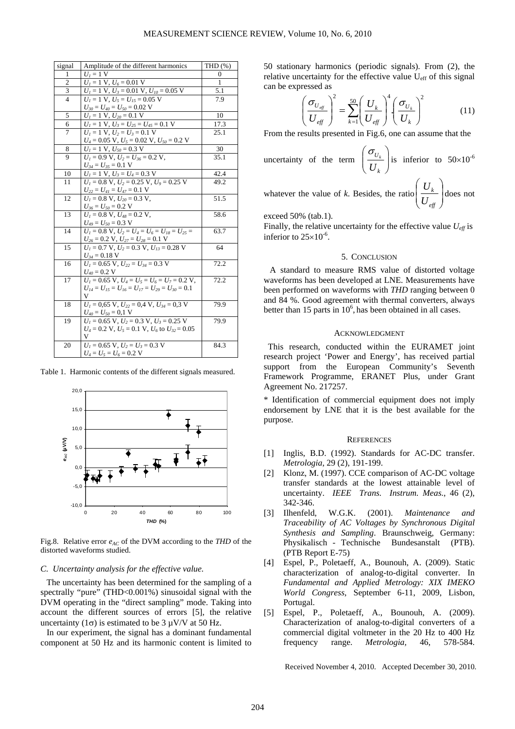| signal | Amplitude of the different harmonics | THD (%) |
|---|---|---|
| 1 | $U_1 = 1$ V | 0 |
| 2 | $U_1 = 1$ V, $U_6 = 0.01$ V | 1 |
| 3 | $U_1 = 1$ V, $U_3 = 0.01$ V, $U_{10} = 0.05$ V | 5.1 |
| 4 | $U_1 = 1$ V, $U_5 = U_{15} = 0.05$ V<br>$U_{30} = U_{40} = U_{50} = 0.02$ V | 7.9 |
| 5 | $U_1 = 1$ V, $U_{20} = 0.1$ V | 10 |
| 6 | $U_1 = 1$ V, $U_3 = U_{25} = U_{45} = 0.1$ V | 17.3 |
| 7 | $U_1 = 1$ V, $U_2 = U_3 = 0.1$ V<br>$U_4 = 0.05$ V, $U_5 = 0.02$ V, $U_{50} = 0.2$ V | 25.1 |
| 8 | $U_1 = 1$ V, $U_{50} = 0.3$ V | 30 |
| 9 | $U_1 = 0.9$ V, $U_2 = U_{36} = 0.2$ V,<br>$U_{34} = U_{35} = 0.1$ V | 35.1 |
| 10 | $U_1 = 1$ V, $U_3 = U_4 = 0.3$ V | 42.4 |
| 11 | $U_1 = 0.8$ V, $U_2 = 0.25$ V, $U_9 = 0.25$ V<br>$U_{22} = U_{41} = U_{47} = 0.1$ V | 49.2 |
| 12 | $U_1 = 0.8$ V, $U_{20} = 0.3$ V,<br>$U_{36} = U_{50} = 0.2$ V | 51.5 |
| 13 | $U_1 = 0.8$ V, $U_{48} = 0.2$ V,<br>$U_{49} = U_{50} = 0.3$ V | 58.6 |
| 14 | $U_1 = 0.8$ V, $U_2 = U_4 = U_6 = U_{18} = U_{25} =$<br>$U_{26} = 0.2$ V, $U_{27} = U_{28} = 0.1$ V | 63.7 |
| 15 | $U_1 = 0.7$ V, $U_2 = 0.3$ V, $U_{13} = 0.28$ V<br>$U_{34} = 0.18$ V | 64 |
| 16 | $U_1 = 0.65$ V, $U_{22} = U_{34} = 0.3$ V<br>$U_{40} = 0.2$ V | 72.2 |
| 17 | $U_1 = 0.65$ V, $U_4 = U_5 = U_6 = U_7 = 0.2$ V,<br>$U_{14} = U_{15} = U_{16} = U_{17} = U_{29} = U_{30} = 0.1$ V | 72.2 |
| 18 | $U_1 = 0{,}65$ V, $U_{22} = 0{,}4$ V, $U_{34} = 0{,}3$ V<br>$U_{40} = U_{50} = 0{,}1$ V | 79.9 |
| 19 | $U_1 = 0.65$ V, $U_2 = 0.3$ V, $U_3 = 0.25$ V<br>$U_4 = 0.2$ V, $U_5 = 0.1$ V, $U_6$ to $U_{32} = 0.05$ V | 79.9 |
| 20 | $U_1 = 0.65$ V, $U_2 = U_3 = 0.3$ V<br>$U_4 = U_5 = U_6 = 0.2$ V | 84.3 |

Table 1. Harmonic contents of the different signals measured.

20,0
15,0
10,0
5,0
0,0
-5,0
-10,0
$e_{AC}$ (µV/V)
0 20 40 60 80 100
*THD* (%)

Fig.8. Relative error $e_{AC}$ of the DVM according to the *THD* of the distorted waveforms studied.

### *C. Uncertainty analysis for the effective value.*

The uncertainty has been determined for the sampling of a spectrally "pure" (THD<0.001%) sinusoidal signal with the DVM operating in the "direct sampling" mode. Taking into account the different sources of errors [5], the relative uncertainty (1σ) is estimated to be 3 µV/V at 50 Hz.

In our experiment, the signal has a dominant fundamental component at 50 Hz and its harmonic content is limited to 50 stationary harmonics (periodic signals). From (2), the relative uncertainty for the effective value $U_{eff}$ of this signal can be expressed as

$$\left(\frac{\sigma_{U_{eff}}}{U_{eff}}\right)^2 = \sum_{k=1}^{50}\left(\frac{U_k}{U_{eff}}\right)^4 \cdot \left(\frac{\sigma_{U_k}}{U_k}\right)^2 \qquad (11)$$

From the results presented in Fig.6, one can assume that the uncertainty of the term $\left(\frac{\sigma_{U_k}}{U_k}\right)$ is inferior to $50\times10^{-6}$ whatever the value of *k*. Besides, the ratio $\left(\frac{U_k}{U_{eff}}\right)$ does not exceed 50% (tab.1).

Finally, the relative uncertainty for the effective value $U_{eff}$ is inferior to $25\times10^{-6}$.

## 5. Conclusion

A standard to measure RMS value of distorted voltage waveforms has been developed at LNE. Measurements have been performed on waveforms with *THD* ranging between 0 and 84 %. Good agreement with thermal converters, always better than 15 parts in $10^6$, has been obtained in all cases.

## Acknowledgment

This research, conducted within the EURAMET joint research project 'Power and Energy', has received partial support from the European Community's Seventh Framework Programme, ERANET Plus, under Grant Agreement No. 217257.

\* Identification of commercial equipment does not imply endorsement by LNE that it is the best available for the purpose.

## References

[1] Inglis, B.D. (1992). Standards for AC-DC transfer. *Metrologia*, 29 (2), 191-199.

[2] Klonz, M. (1997). CCE comparison of AC-DC voltage transfer standards at the lowest attainable level of uncertainty. *IEEE Trans. Instrum. Meas.*, 46 (2), 342-346.

[3] Ilhenfeld, W.G.K. (2001). *Maintenance and Traceability of AC Voltages by Synchronous Digital Synthesis and Sampling*. Braunschweig, Germany: Physikalisch - Technische Bundesanstalt (PTB). (PTB Report E-75)

[4] Espel, P., Poletaeff, A., Bounouh, A. (2009). Static characterization of analog-to-digital converter. In *Fundamental and Applied Metrology: XIX IMEKO World Congress*, September 6-11, 2009, Lisbon, Portugal.

[5] Espel, P., Poletaeff, A., Bounouh, A. (2009). Characterization of analog-to-digital converters of a commercial digital voltmeter in the 20 Hz to 400 Hz frequency range. *Metrologia,* 46, 578-584.

Received November 4, 2010. Accepted December 30, 2010.